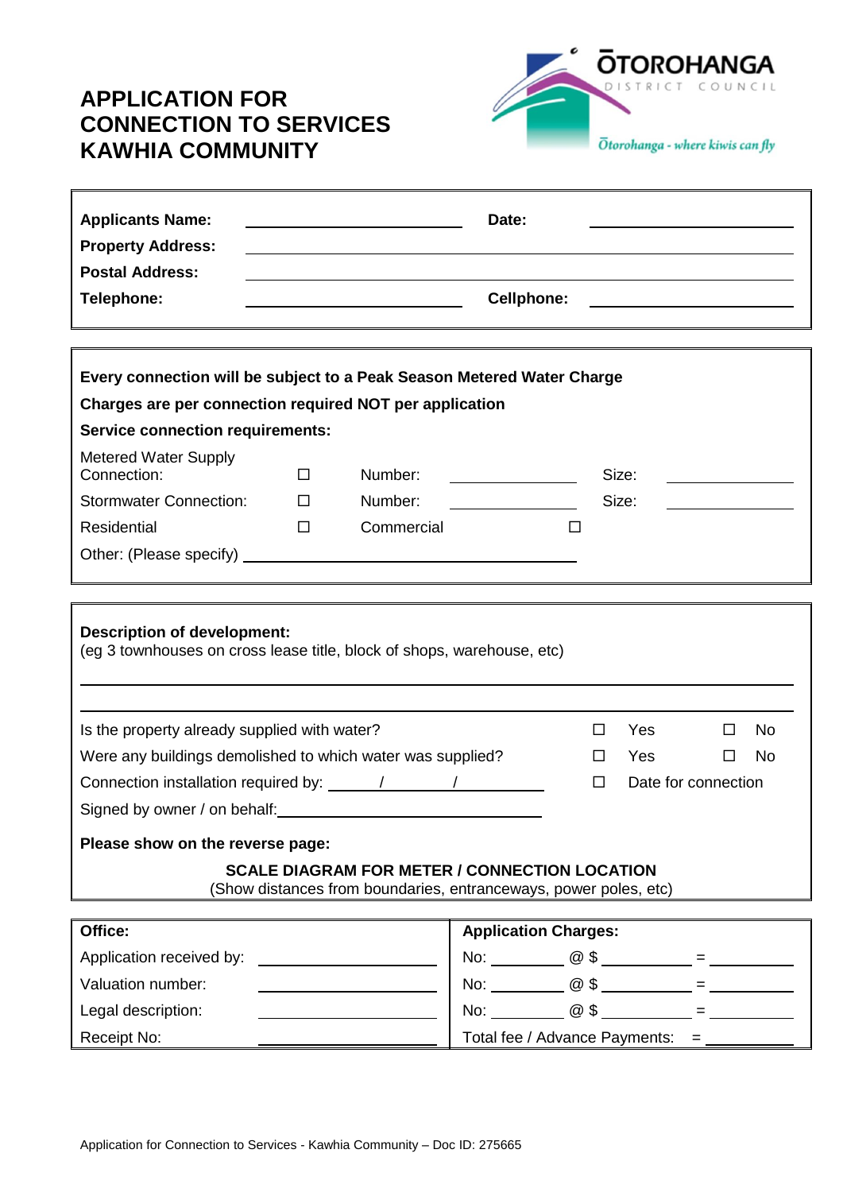# APPLICATION FOR CONNECTION TO SERVICES KAWHIA COMMUNITY

ŌTOROHANGA DISTRICT COUNCIL

*Ōtorohanga - where kiwis can fly*

| | | | |
|---|---|---|---|
| **Applicants Name:** | ______________________ | **Date:** | ______________________ |
| **Property Address:** | ______________________ | | |
| **Postal Address:** | ______________________ | | |
| **Telephone:** | ______________________ | **Cellphone:** | ______________________ |

**Every connection will be subject to a Peak Season Metered Water Charge**

**Charges are per connection required NOT per application**

**Service connection requirements:**

| | | | | | |
|---|---|---|---|---|---|
| Metered Water Supply Connection: | ☐ | Number: | __________ | Size: | __________ |
| Stormwater Connection: | ☐ | Number: | __________ | Size: | __________ |
| Residential | ☐ | Commercial | ☐ | | |

Other: (Please specify) ______________________

**Description of development:**
(eg 3 townhouses on cross lease title, block of shops, warehouse, etc)

______________________

______________________

| | | |
|---|---|---|
| Is the property already supplied with water? | ☐ Yes | ☐ No |
| Were any buildings demolished to which water was supplied? | ☐ Yes | ☐ No |
| Connection installation required by: ____/____/____ | ☐ Date for connection | |

Signed by owner / on behalf: ______________________

**Please show on the reverse page:**

**SCALE DIAGRAM FOR METER / CONNECTION LOCATION**
(Show distances from boundaries, entranceways, power poles, etc)

| **Office:** | | **Application Charges:** |
|---|---|---|
| Application received by: | __________ | No: ______ @ $ ______ = ______ |
| Valuation number: | __________ | No: ______ @ $ ______ = ______ |
| Legal description: | __________ | No: ______ @ $ ______ = ______ |
| Receipt No: | __________ | Total fee / Advance Payments: = ______ |

Application for Connection to Services - Kawhia Community – Doc ID: 275665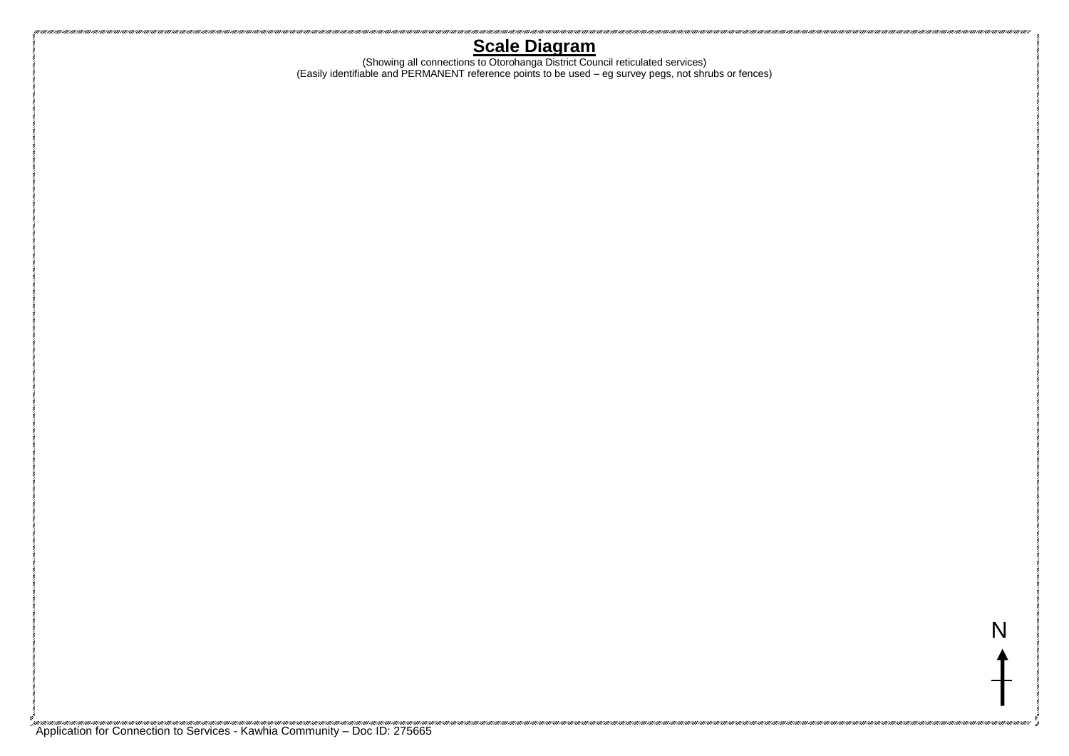## Scale Diagram

(Showing all connections to Otorohanga District Council reticulated services)
(Easily identifiable and PERMANENT reference points to be used – eg survey pegs, not shrubs or fences)

N